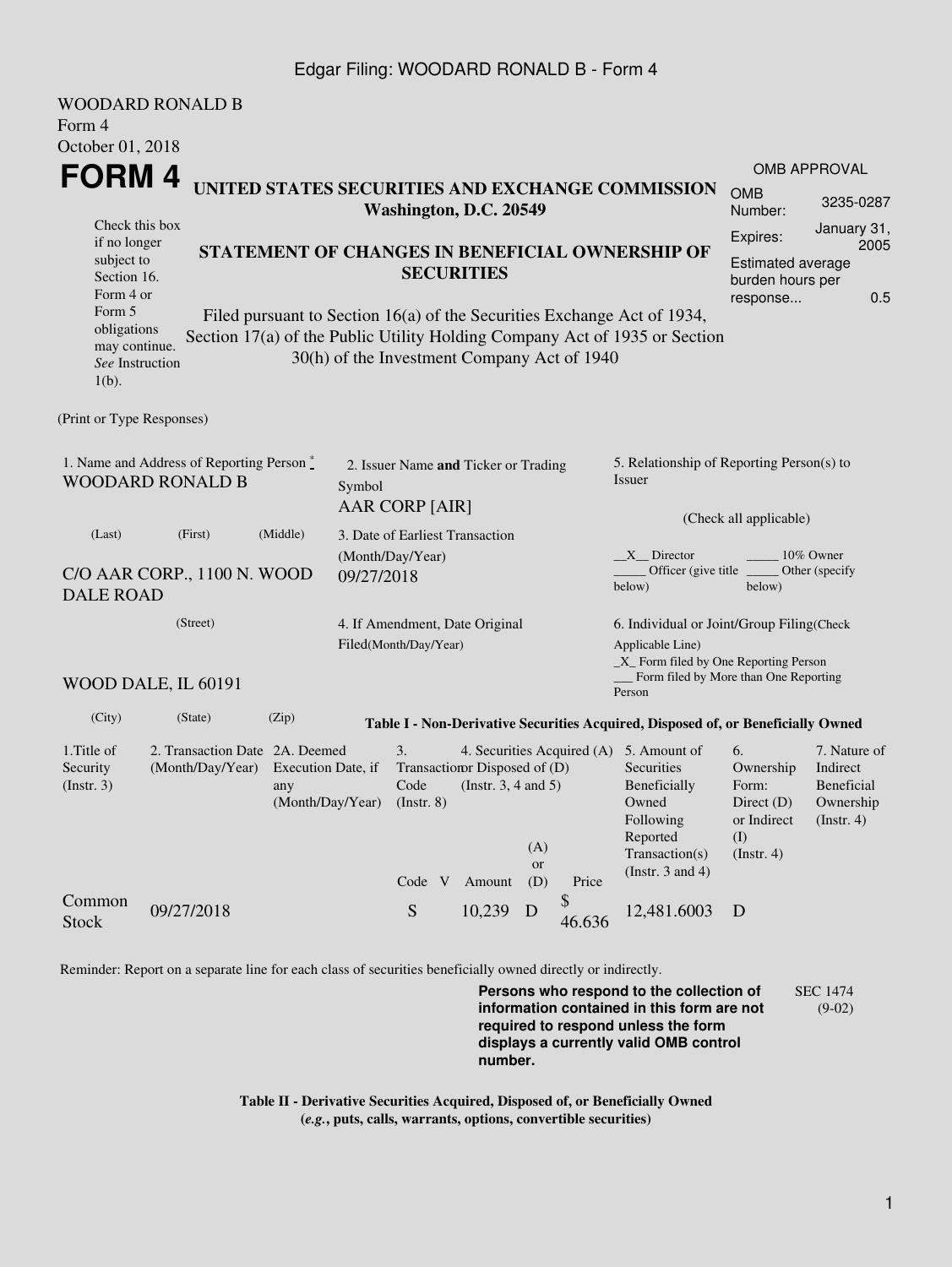WOODARD RONALD B
Form 4
October 01, 2018

# FORM 4

## UNITED STATES SECURITIES AND EXCHANGE COMMISSION
**Washington, D.C. 20549**

| OMB APPROVAL | |
|---|---|
| OMB Number: | 3235-0287 |
| Expires: | January 31, 2005 |
| Estimated average burden hours per response... | 0.5 |

Check this box if no longer subject to Section 16. Form 4 or Form 5 obligations may continue. *See* Instruction 1(b).

## STATEMENT OF CHANGES IN BENEFICIAL OWNERSHIP OF SECURITIES

Filed pursuant to Section 16(a) of the Securities Exchange Act of 1934, Section 17(a) of the Public Utility Holding Company Act of 1935 or Section 30(h) of the Investment Company Act of 1940

(Print or Type Responses)

1. Name and Address of Reporting Person *
WOODARD RONALD B

(Last) (First) (Middle)

C/O AAR CORP., 1100 N. WOOD DALE ROAD

(Street)

WOOD DALE, IL 60191

(City) (State) (Zip)

2. Issuer Name **and** Ticker or Trading Symbol
AAR CORP [AIR]

3. Date of Earliest Transaction (Month/Day/Year)
09/27/2018

4. If Amendment, Date Original Filed(Month/Day/Year)

5. Relationship of Reporting Person(s) to Issuer

(Check all applicable)

__X__ Director _____ 10% Owner
_____ Officer (give title below) _____ Other (specify below)

6. Individual or Joint/Group Filing(Check Applicable Line)
_X_ Form filed by One Reporting Person
___ Form filed by More than One Reporting Person

**Table I - Non-Derivative Securities Acquired, Disposed of, or Beneficially Owned**

| 1.Title of Security (Instr. 3) | 2. Transaction Date (Month/Day/Year) | 2A. Deemed Execution Date, if any (Month/Day/Year) | 3. Transaction Code (Instr. 8) | | 4. Securities Acquired (A) or Disposed of (D) (Instr. 3, 4 and 5) | | | 5. Amount of Securities Beneficially Owned Following Reported Transaction(s) (Instr. 3 and 4) | 6. Ownership Form: Direct (D) or Indirect (I) (Instr. 4) | 7. Nature of Indirect Beneficial Ownership (Instr. 4) |
|---|---|---|---|---|---|---|---|---|---|---|
| | | | Code | V | Amount | (A) or (D) | Price | | | |
| Common Stock | 09/27/2018 | | S | | 10,239 | D | $ 46.636 | 12,481.6003 | D | |

Reminder: Report on a separate line for each class of securities beneficially owned directly or indirectly.

**Persons who respond to the collection of information contained in this form are not required to respond unless the form displays a currently valid OMB control number.**

SEC 1474 (9-02)

**Table II - Derivative Securities Acquired, Disposed of, or Beneficially Owned (*e.g.*, puts, calls, warrants, options, convertible securities)**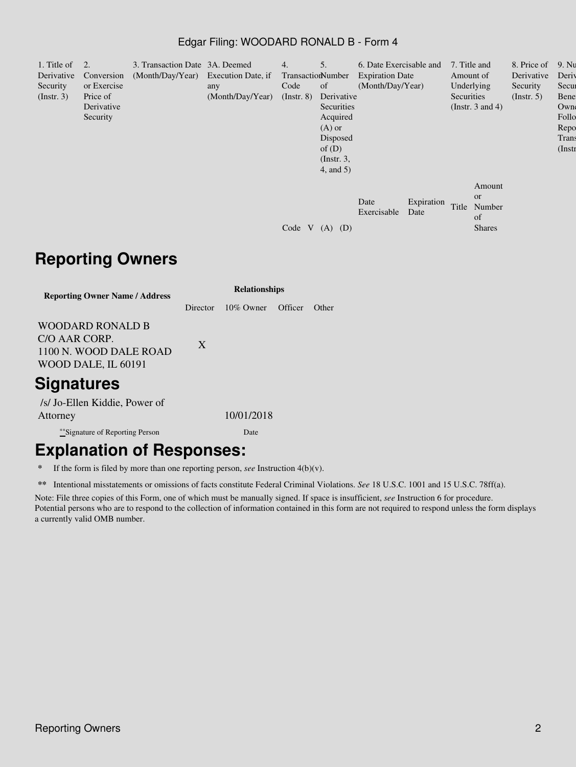| 1. Title of Derivative Security (Instr. 3) | 2. Conversion or Exercise Price of Derivative Security | 3. Transaction Date (Month/Day/Year) | 3A. Deemed Execution Date, if any (Month/Day/Year) | 4. Transaction Code (Instr. 8) | | 5. Number of Derivative Securities Acquired (A) or Disposed of (D) (Instr. 3, 4, and 5) | | 6. Date Exercisable and Expiration Date (Month/Day/Year) | | 7. Title and Amount of Underlying Securities (Instr. 3 and 4) | | 8. Price of Derivative Security (Instr. 5) | 9. Nu Deriv Secur Bene Own Follo Repo Trans (Instr |
|---|---|---|---|---|---|---|---|---|---|---|---|---|---|
| | | | | Code | V | (A) | (D) | Date Exercisable | Expiration Date | Title | Amount or Number of Shares | | |

## Reporting Owners

| Reporting Owner Name / Address | Relationships | | | |
|---|---|---|---|---|
| | Director | 10% Owner | Officer | Other |
| WOODARD RONALD B<br>C/O AAR CORP.<br>1100 N. WOOD DALE ROAD<br>WOOD DALE, IL 60191 | X | | | |

## Signatures

| | |
|---|---|
| /s/ Jo-Ellen Kiddie, Power of Attorney | 10/01/2018 |
| **Signature of Reporting Person | Date |

## Explanation of Responses:

\* If the form is filed by more than one reporting person, *see* Instruction 4(b)(v).

\*\* Intentional misstatements or omissions of facts constitute Federal Criminal Violations. *See* 18 U.S.C. 1001 and 15 U.S.C. 78ff(a).

Note: File three copies of this Form, one of which must be manually signed. If space is insufficient, *see* Instruction 6 for procedure.
Potential persons who are to respond to the collection of information contained in this form are not required to respond unless the form displays a currently valid OMB number.